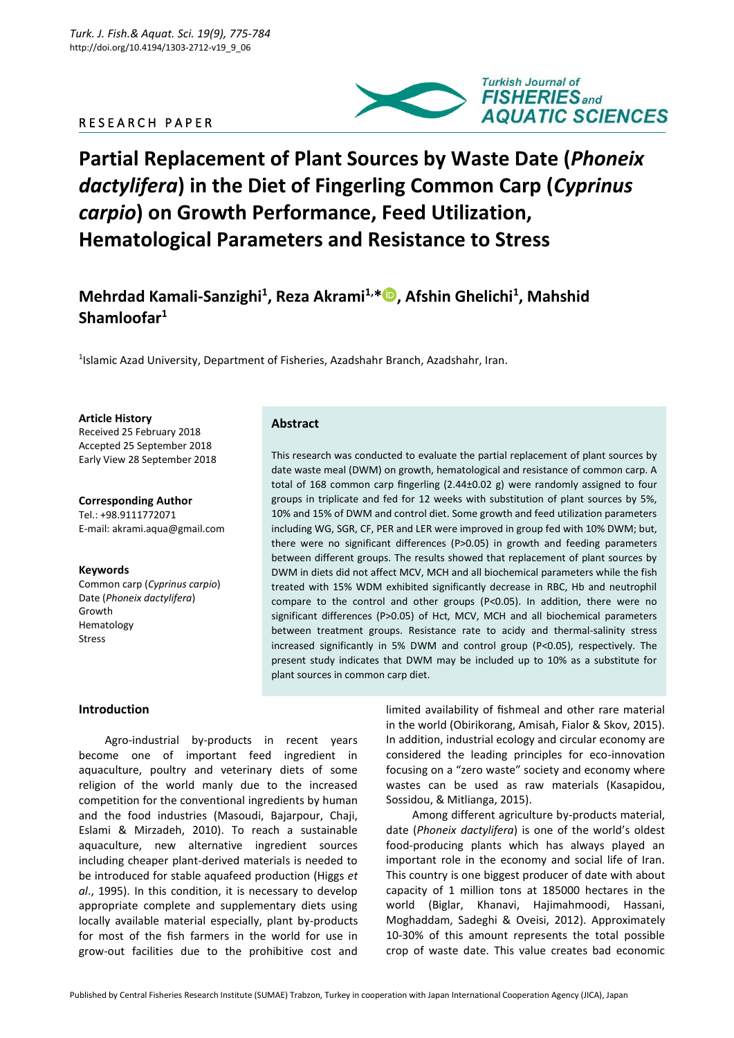RESEARCH PAPER

# Partial Replacement of Plant Sources by Waste Date (*Phoneix dactylifera*) in the Diet of Fingerling Common Carp (*Cyprinus carpio*) on Growth Performance, Feed Utilization, Hematological Parameters and Resistance to Stress

**Mehrdad Kamali-Sanzighi[1], Reza Akrami[1,*], Afshin Ghelichi[1], Mahshid Shamloofar[1]**

[1]Islamic Azad University, Department of Fisheries, Azadshahr Branch, Azadshahr, Iran.

**Article History**
Received 25 February 2018
Accepted 25 September 2018
Early View 28 September 2018

**Corresponding Author**
Tel.: +98.9111772071
E-mail: akrami.aqua@gmail.com

**Keywords**
Common carp (*Cyprinus carpio*)
Date (*Phoneix dactylifera*)
Growth
Hematology
Stress

## Abstract

This research was conducted to evaluate the partial replacement of plant sources by date waste meal (DWM) on growth, hematological and resistance of common carp. A total of 168 common carp fingerling (2.44±0.02 g) were randomly assigned to four groups in triplicate and fed for 12 weeks with substitution of plant sources by 5%, 10% and 15% of DWM and control diet. Some growth and feed utilization parameters including WG, SGR, CF, PER and LER were improved in group fed with 10% DWM; but, there were no significant differences (P>0.05) in growth and feeding parameters between different groups. The results showed that replacement of plant sources by DWM in diets did not affect MCV, MCH and all biochemical parameters while the fish treated with 15% WDM exhibited significantly decrease in RBC, Hb and neutrophil compare to the control and other groups (P<0.05). In addition, there were no significant differences (P>0.05) of Hct, MCV, MCH and all biochemical parameters between treatment groups. Resistance rate to acidy and thermal-salinity stress increased significantly in 5% DWM and control group (P<0.05), respectively. The present study indicates that DWM may be included up to 10% as a substitute for plant sources in common carp diet.

## Introduction

Agro-industrial by-products in recent years become one of important feed ingredient in aquaculture, poultry and veterinary diets of some religion of the world manly due to the increased competition for the conventional ingredients by human and the food industries (Masoudi, Bajarpour, Chaji, Eslami & Mirzadeh, 2010). To reach a sustainable aquaculture, new alternative ingredient sources including cheaper plant-derived materials is needed to be introduced for stable aquafeed production (Higgs *et al*., 1995). In this condition, it is necessary to develop appropriate complete and supplementary diets using locally available material especially, plant by-products for most of the fish farmers in the world for use in grow-out facilities due to the prohibitive cost and limited availability of fishmeal and other rare material in the world (Obirikorang, Amisah, Fialor & Skov, 2015). In addition, industrial ecology and circular economy are considered the leading principles for eco-innovation focusing on a "zero waste" society and economy where wastes can be used as raw materials (Kasapidou, Sossidou, & Mitlianga, 2015).

Among different agriculture by-products material, date (*Phoneix dactylifera*) is one of the world's oldest food-producing plants which has always played an important role in the economy and social life of Iran. This country is one biggest producer of date with about capacity of 1 million tons at 185000 hectares in the world (Biglar, Khanavi, Hajimahmoodi, Hassani, Moghaddam, Sadeghi & Oveisi, 2012). Approximately 10-30% of this amount represents the total possible crop of waste date. This value creates bad economic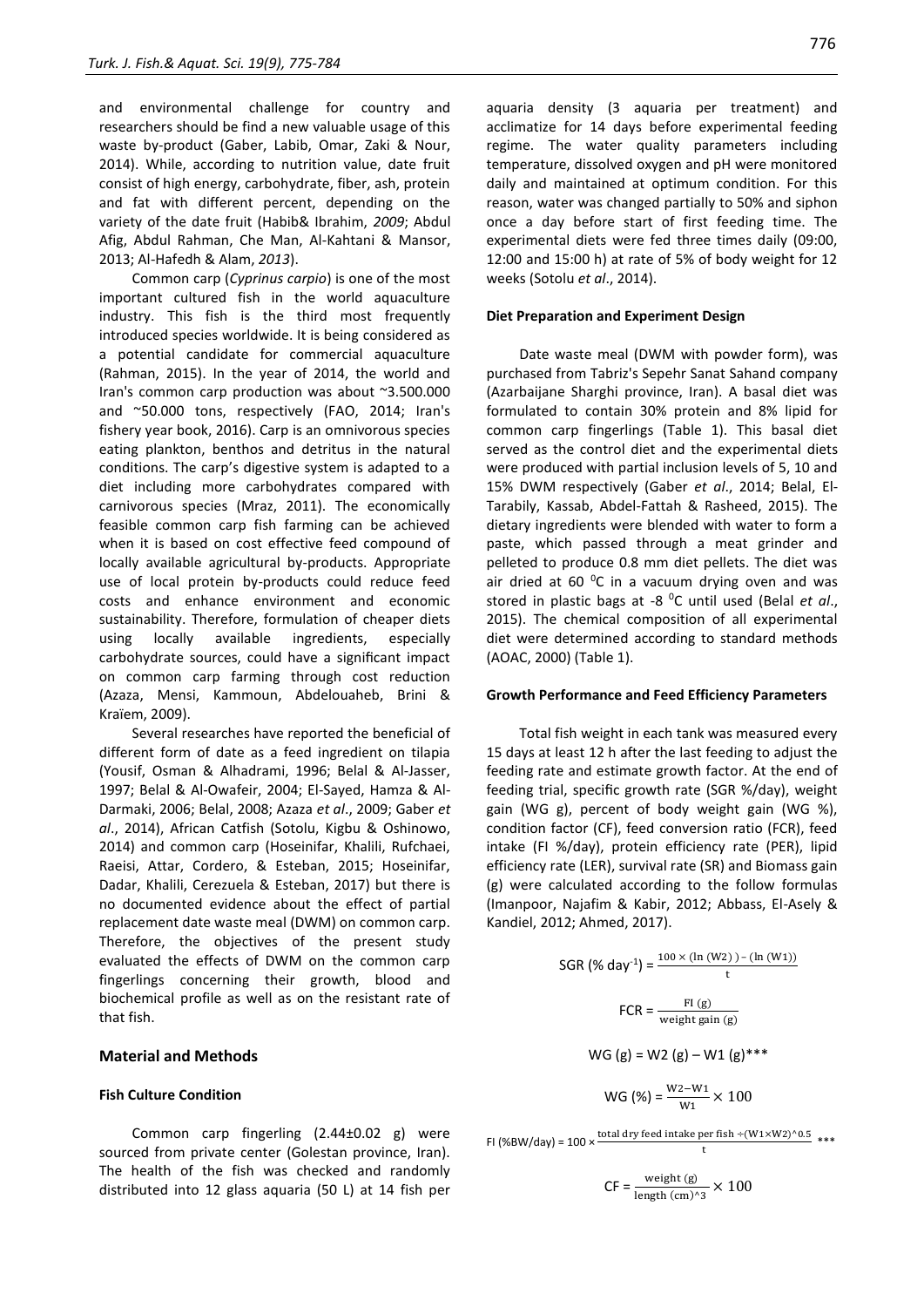and environmental challenge for country and researchers should be find a new valuable usage of this waste by-product (Gaber, Labib, Omar, Zaki & Nour, 2014). While, according to nutrition value, date fruit consist of high energy, carbohydrate, fiber, ash, protein and fat with different percent, depending on the variety of the date fruit (Habib& Ibrahim, *2009*; Abdul Afig, Abdul Rahman, Che Man, Al-Kahtani & Mansor, 2013; Al-Hafedh & Alam, *2013*).

Common carp (*Cyprinus carpio*) is one of the most important cultured fish in the world aquaculture industry. This fish is the third most frequently introduced species worldwide. It is being considered as a potential candidate for commercial aquaculture (Rahman, 2015). In the year of 2014, the world and Iran's common carp production was about ~3.500.000 and ~50.000 tons, respectively (FAO, 2014; Iran's fishery year book, 2016). Carp is an omnivorous species eating plankton, benthos and detritus in the natural conditions. The carp's digestive system is adapted to a diet including more carbohydrates compared with carnivorous species (Mraz, 2011). The economically feasible common carp fish farming can be achieved when it is based on cost effective feed compound of locally available agricultural by-products. Appropriate use of local protein by-products could reduce feed costs and enhance environment and economic sustainability. Therefore, formulation of cheaper diets using locally available ingredients, especially carbohydrate sources, could have a significant impact on common carp farming through cost reduction (Azaza, Mensi, Kammoun, Abdelouaheb, Brini & Kraïem, 2009).

Several researches have reported the beneficial of different form of date as a feed ingredient on tilapia (Yousif, Osman & Alhadrami, 1996; Belal & Al-Jasser, 1997; Belal & Al-Owafeir, 2004; El-Sayed, Hamza & Al-Darmaki, 2006; Belal, 2008; Azaza *et al*., 2009; Gaber *et al*., 2014), African Catfish (Sotolu, Kigbu & Oshinowo, 2014) and common carp (Hoseinifar, Khalili, Rufchaei, Raeisi, Attar, Cordero, & Esteban, 2015; Hoseinifar, Dadar, Khalili, Cerezuela & Esteban, 2017) but there is no documented evidence about the effect of partial replacement date waste meal (DWM) on common carp. Therefore, the objectives of the present study evaluated the effects of DWM on the common carp fingerlings concerning their growth, blood and biochemical profile as well as on the resistant rate of that fish.

## Material and Methods

### Fish Culture Condition

Common carp fingerling (2.44±0.02 g) were sourced from private center (Golestan province, Iran). The health of the fish was checked and randomly distributed into 12 glass aquaria (50 L) at 14 fish per aquaria density (3 aquaria per treatment) and acclimatize for 14 days before experimental feeding regime. The water quality parameters including temperature, dissolved oxygen and pH were monitored daily and maintained at optimum condition. For this reason, water was changed partially to 50% and siphon once a day before start of first feeding time. The experimental diets were fed three times daily (09:00, 12:00 and 15:00 h) at rate of 5% of body weight for 12 weeks (Sotolu *et al*., 2014).

### Diet Preparation and Experiment Design

Date waste meal (DWM with powder form), was purchased from Tabriz's Sepehr Sanat Sahand company (Azarbaijane Sharghi province, Iran). A basal diet was formulated to contain 30% protein and 8% lipid for common carp fingerlings (Table 1). This basal diet served as the control diet and the experimental diets were produced with partial inclusion levels of 5, 10 and 15% DWM respectively (Gaber *et al*., 2014; Belal, El-Tarabily, Kassab, Abdel-Fattah & Rasheed, 2015). The dietary ingredients were blended with water to form a paste, which passed through a meat grinder and pelleted to produce 0.8 mm diet pellets. The diet was air dried at 60 $^0$C in a vacuum drying oven and was stored in plastic bags at -8 $^0$C until used (Belal *et al*., 2015). The chemical composition of all experimental diet were determined according to standard methods (AOAC, 2000) (Table 1).

### Growth Performance and Feed Efficiency Parameters

Total fish weight in each tank was measured every 15 days at least 12 h after the last feeding to adjust the feeding rate and estimate growth factor. At the end of feeding trial, specific growth rate (SGR %/day), weight gain (WG g), percent of body weight gain (WG %), condition factor (CF), feed conversion ratio (FCR), feed intake (FI %/day), protein efficiency rate (PER), lipid efficiency rate (LER), survival rate (SR) and Biomass gain (g) were calculated according to the follow formulas (Imanpoor, Najafim & Kabir, 2012; Abbass, El-Asely & Kandiel, 2012; Ahmed, 2017).

$$\text{SGR (\% day}^{-1}) = \frac{100 \times (\ln(\text{W2})) - (\ln(\text{W1}))}{\text{t}}$$

$$\text{FCR} = \frac{\text{FI (g)}}{\text{weight gain (g)}}$$

$$\text{WG (g)} = \text{W2 (g)} - \text{W1 (g)}^{***}$$

$$\text{WG (\%)} = \frac{\text{W2} - \text{W1}}{\text{W1}} \times 100$$

$$\text{FI (\%BW/day)} = 100 \times \frac{\text{total dry feed intake per fish} \div (\text{W1} \times \text{W2})^{\wedge}0.5}{\text{t}} \;^{***}$$

$$\text{CF} = \frac{\text{weight (g)}}{\text{length (cm)}^{\wedge}3} \times 100$$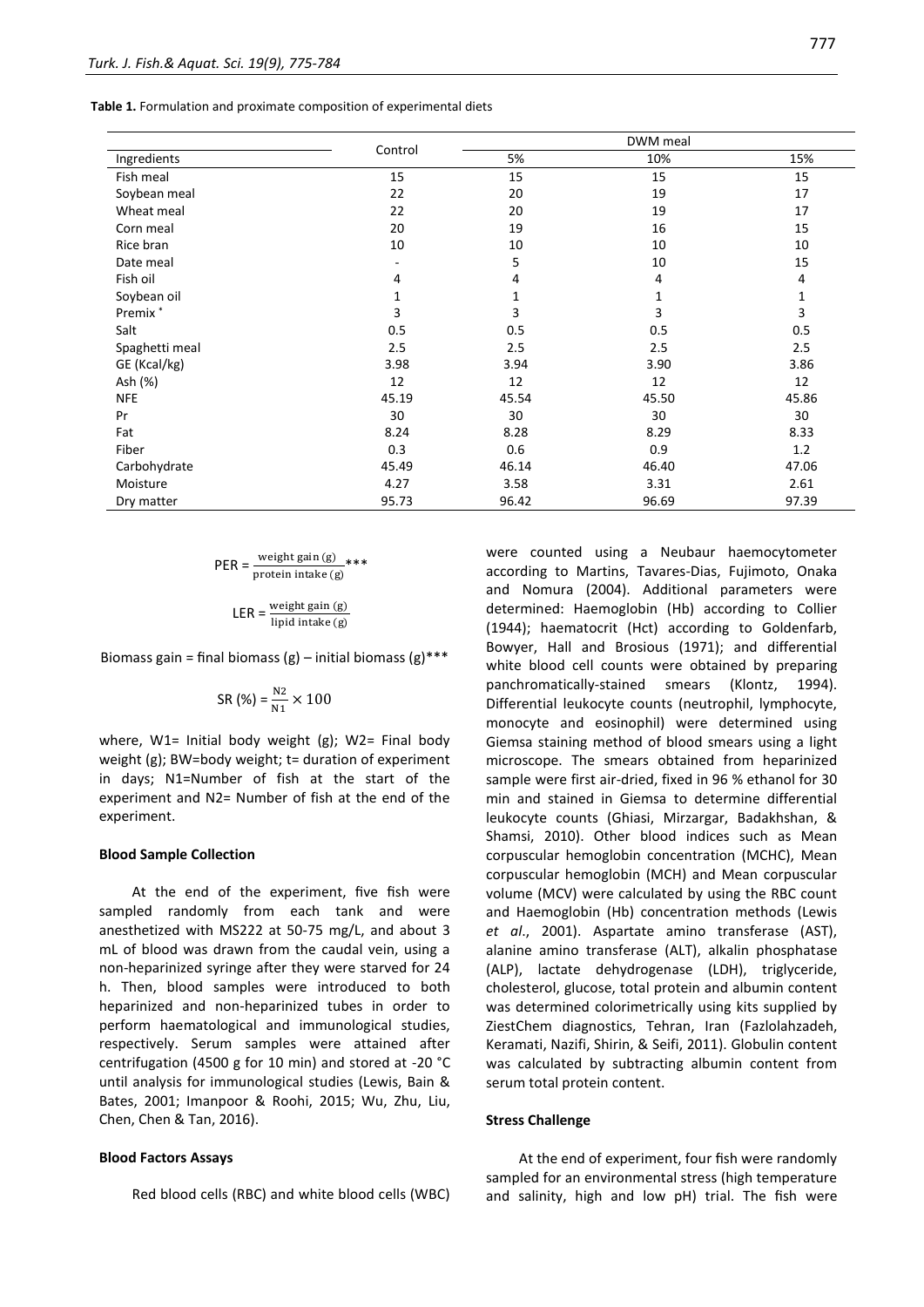**Table 1.** Formulation and proximate composition of experimental diets

| Ingredients | Control | DWM meal | | |
|---|---|---|---|---|
| | | 5% | 10% | 15% |
| Fish meal | 15 | 15 | 15 | 15 |
| Soybean meal | 22 | 20 | 19 | 17 |
| Wheat meal | 22 | 20 | 19 | 17 |
| Corn meal | 20 | 19 | 16 | 15 |
| Rice bran | 10 | 10 | 10 | 10 |
| Date meal | - | 5 | 10 | 15 |
| Fish oil | 4 | 4 | 4 | 4 |
| Soybean oil | 1 | 1 | 1 | 1 |
| Premix * | 3 | 3 | 3 | 3 |
| Salt | 0.5 | 0.5 | 0.5 | 0.5 |
| Spaghetti meal | 2.5 | 2.5 | 2.5 | 2.5 |
| GE (Kcal/kg) | 3.98 | 3.94 | 3.90 | 3.86 |
| Ash (%) | 12 | 12 | 12 | 12 |
| NFE | 45.19 | 45.54 | 45.50 | 45.86 |
| Pr | 30 | 30 | 30 | 30 |
| Fat | 8.24 | 8.28 | 8.29 | 8.33 |
| Fiber | 0.3 | 0.6 | 0.9 | 1.2 |
| Carbohydrate | 45.49 | 46.14 | 46.40 | 47.06 |
| Moisture | 4.27 | 3.58 | 3.31 | 2.61 |
| Dry matter | 95.73 | 96.42 | 96.69 | 97.39 |

$$\text{PER} = \frac{\text{weight gain (g)}}{\text{protein intake (g)}}{***}$$

$$\text{LER} = \frac{\text{weight gain (g)}}{\text{lipid intake (g)}}$$

Biomass gain = final biomass (g) – initial biomass (g)***

$$\text{SR (\%)} = \frac{\text{N2}}{\text{N1}} \times 100$$

where, W1= Initial body weight (g); W2= Final body weight (g); BW=body weight; t= duration of experiment in days; N1=Number of fish at the start of the experiment and N2= Number of fish at the end of the experiment.

### Blood Sample Collection

At the end of the experiment, five fish were sampled randomly from each tank and were anesthetized with MS222 at 50-75 mg/L, and about 3 mL of blood was drawn from the caudal vein, using a non-heparinized syringe after they were starved for 24 h. Then, blood samples were introduced to both heparinized and non-heparinized tubes in order to perform haematological and immunological studies, respectively. Serum samples were attained after centrifugation (4500 g for 10 min) and stored at -20 °C until analysis for immunological studies (Lewis, Bain & Bates, 2001; Imanpoor & Roohi, 2015; Wu, Zhu, Liu, Chen, Chen & Tan, 2016).

### Blood Factors Assays

Red blood cells (RBC) and white blood cells (WBC) were counted using a Neubaur haemocytometer according to Martins, Tavares-Dias, Fujimoto, Onaka and Nomura (2004). Additional parameters were determined: Haemoglobin (Hb) according to Collier (1944); haematocrit (Hct) according to Goldenfarb, Bowyer, Hall and Brosious (1971); and differential white blood cell counts were obtained by preparing panchromatically-stained smears (Klontz, 1994). Differential leukocyte counts (neutrophil, lymphocyte, monocyte and eosinophil) were determined using Giemsa staining method of blood smears using a light microscope. The smears obtained from heparinized sample were first air-dried, fixed in 96 % ethanol for 30 min and stained in Giemsa to determine differential leukocyte counts (Ghiasi, Mirzargar, Badakhshan, & Shamsi, 2010). Other blood indices such as Mean corpuscular hemoglobin concentration (MCHC), Mean corpuscular hemoglobin (MCH) and Mean corpuscular volume (MCV) were calculated by using the RBC count and Haemoglobin (Hb) concentration methods (Lewis *et al*., 2001). Aspartate amino transferase (AST), alanine amino transferase (ALT), alkalin phosphatase (ALP), lactate dehydrogenase (LDH), triglyceride, cholesterol, glucose, total protein and albumin content was determined colorimetrically using kits supplied by ZiestChem diagnostics, Tehran, Iran (Fazlolahzadeh, Keramati, Nazifi, Shirin, & Seifi, 2011). Globulin content was calculated by subtracting albumin content from serum total protein content.

### Stress Challenge

At the end of experiment, four fish were randomly sampled for an environmental stress (high temperature and salinity, high and low pH) trial. The fish were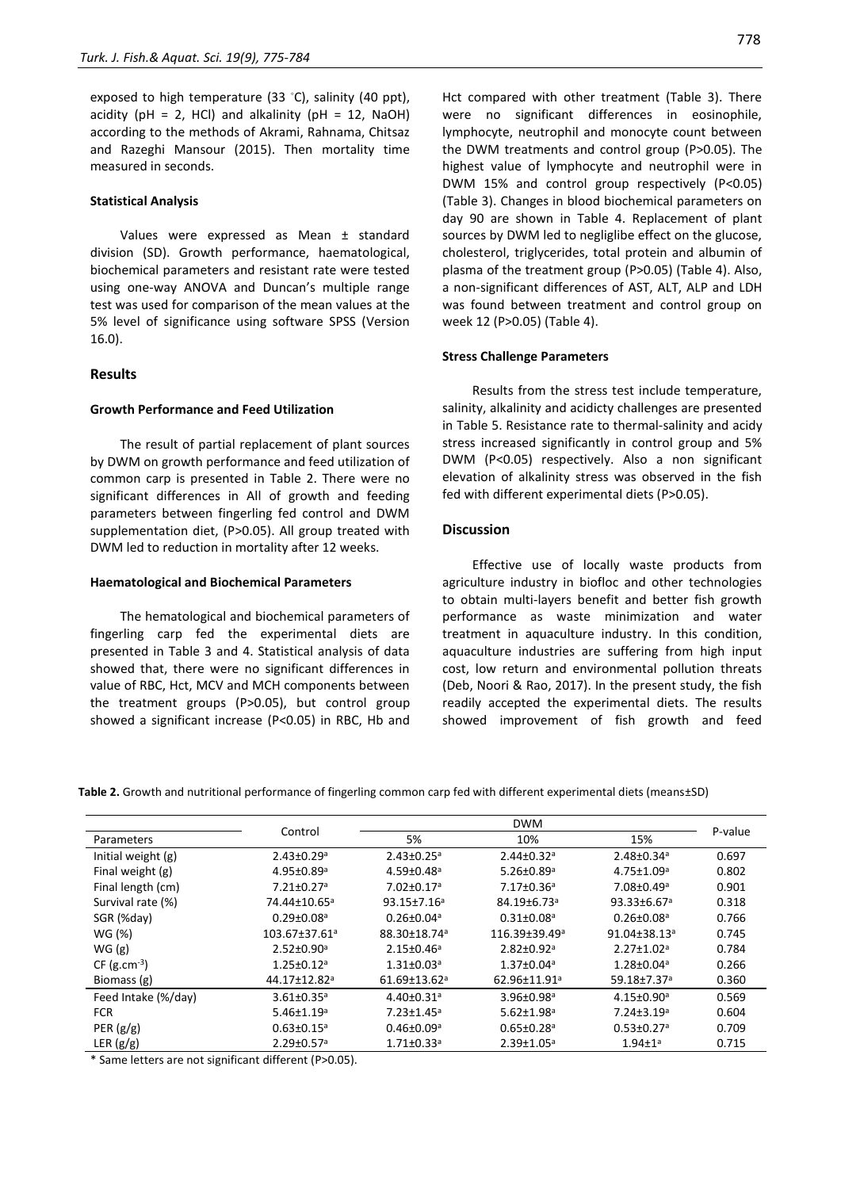exposed to high temperature (33 °C), salinity (40 ppt), acidity (pH = 2, HCl) and alkalinity (pH = 12, NaOH) according to the methods of Akrami, Rahnama, Chitsaz and Razeghi Mansour (2015). Then mortality time measured in seconds.

### Statistical Analysis

Values were expressed as Mean ± standard division (SD). Growth performance, haematological, biochemical parameters and resistant rate were tested using one-way ANOVA and Duncan's multiple range test was used for comparison of the mean values at the 5% level of significance using software SPSS (Version 16.0).

## Results

### Growth Performance and Feed Utilization

The result of partial replacement of plant sources by DWM on growth performance and feed utilization of common carp is presented in Table 2. There were no significant differences in All of growth and feeding parameters between fingerling fed control and DWM supplementation diet, (P>0.05). All group treated with DWM led to reduction in mortality after 12 weeks.

### Haematological and Biochemical Parameters

The hematological and biochemical parameters of fingerling carp fed the experimental diets are presented in Table 3 and 4. Statistical analysis of data showed that, there were no significant differences in value of RBC, Hct, MCV and MCH components between the treatment groups (P>0.05), but control group showed a significant increase (P<0.05) in RBC, Hb and Hct compared with other treatment (Table 3). There were no significant differences in eosinophile, lymphocyte, neutrophil and monocyte count between the DWM treatments and control group (P>0.05). The highest value of lymphocyte and neutrophil were in DWM 15% and control group respectively (P<0.05) (Table 3). Changes in blood biochemical parameters on day 90 are shown in Table 4. Replacement of plant sources by DWM led to negliglibe effect on the glucose, cholesterol, triglycerides, total protein and albumin of plasma of the treatment group (P>0.05) (Table 4). Also, a non-significant differences of AST, ALT, ALP and LDH was found between treatment and control group on week 12 (P>0.05) (Table 4).

### Stress Challenge Parameters

Results from the stress test include temperature, salinity, alkalinity and acidicty challenges are presented in Table 5. Resistance rate to thermal-salinity and acidy stress increased significantly in control group and 5% DWM (P<0.05) respectively. Also a non significant elevation of alkalinity stress was observed in the fish fed with different experimental diets (P>0.05).

## Discussion

Effective use of locally waste products from agriculture industry in biofloc and other technologies to obtain multi-layers benefit and better fish growth performance as waste minimization and water treatment in aquaculture industry. In this condition, aquaculture industries are suffering from high input cost, low return and environmental pollution threats (Deb, Noori & Rao, 2017). In the present study, the fish readily accepted the experimental diets. The results showed improvement of fish growth and feed

**Table 2.** Growth and nutritional performance of fingerling common carp fed with different experimental diets (means±SD)

| Parameters | Control | DWM 5% | DWM 10% | DWM 15% | P-value |
|---|---|---|---|---|---|
| Initial weight (g) | 2.43±0.29[a] | 2.43±0.25[a] | 2.44±0.32[a] | 2.48±0.34[a] | 0.697 |
| Final weight (g) | 4.95±0.89[a] | 4.59±0.48[a] | 5.26±0.89[a] | 4.75±1.09[a] | 0.802 |
| Final length (cm) | 7.21±0.27[a] | 7.02±0.17[a] | 7.17±0.36[a] | 7.08±0.49[a] | 0.901 |
| Survival rate (%) | 74.44±10.65[a] | 93.15±7.16[a] | 84.19±6.73[a] | 93.33±6.67[a] | 0.318 |
| SGR (%day) | 0.29±0.08[a] | 0.26±0.04[a] | 0.31±0.08[a] | 0.26±0.08[a] | 0.766 |
| WG (%) | 103.67±37.61[a] | 88.30±18.74[a] | 116.39±39.49[a] | 91.04±38.13[a] | 0.745 |
| WG (g) | 2.52±0.90[a] | 2.15±0.46[a] | 2.82±0.92[a] | 2.27±1.02[a] | 0.784 |
| CF ($g.cm^{-3}$) | 1.25±0.12[a] | 1.31±0.03[a] | 1.37±0.04[a] | 1.28±0.04[a] | 0.266 |
| Biomass (g) | 44.17±12.82[a] | 61.69±13.62[a] | 62.96±11.91[a] | 59.18±7.37[a] | 0.360 |
| Feed Intake (%/day) | 3.61±0.35[a] | 4.40±0.31[a] | 3.96±0.98[a] | 4.15±0.90[a] | 0.569 |
| FCR | 5.46±1.19[a] | 7.23±1.45[a] | 5.62±1.98[a] | 7.24±3.19[a] | 0.604 |
| PER (g/g) | 0.63±0.15[a] | 0.46±0.09[a] | 0.65±0.28[a] | 0.53±0.27[a] | 0.709 |
| LER (g/g) | 2.29±0.57[a] | 1.71±0.33[a] | 2.39±1.05[a] | 1.94±1[a] | 0.715 |

* Same letters are not significant different (P>0.05).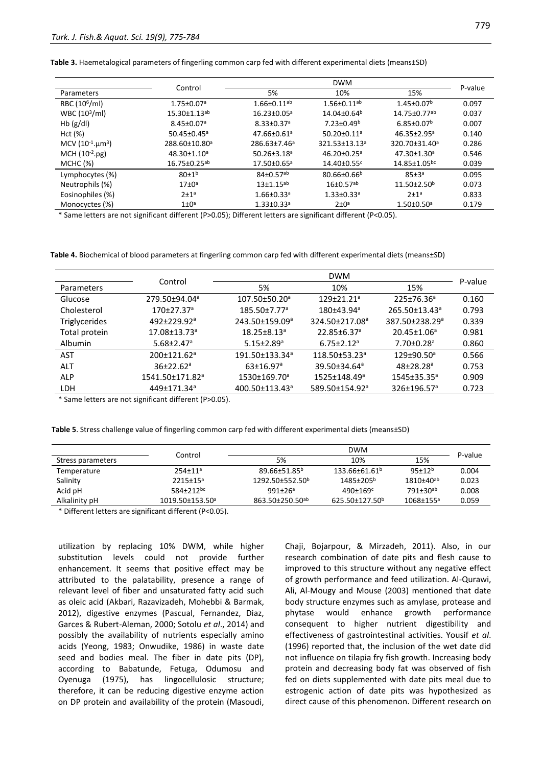**Table 3.** Haemetalogical parameters of fingerling common carp fed with different experimental diets (means±SD)

| Parameters | Control | DWM | | | P-value |
|---|---|---|---|---|---|
| | | 5% | 10% | 15% | |
| RBC ($10^6$/ml) | 1.75±0.07[a] | 1.66±0.11[ab] | 1.56±0.11[ab] | 1.45±0.07[b] | 0.097 |
| WBC ($10^3$/ml) | 15.30±1.13[ab] | 16.23±0.05[a] | 14.04±0.64[b] | 14.75±0.77[ab] | 0.037 |
| Hb (g/dl) | 8.45±0.07[a] | 8.33±0.37[a] | 7.23±0.49[b] | 6.85±0.07[b] | 0.007 |
| Hct (%) | 50.45±0.45[a] | 47.66±0.61[a] | 50.20±0.11[a] | 46.35±2.95[a] | 0.140 |
| MCV ($10^{-1}$.µm$^3$) | 288.60±10.80[a] | 286.63±7.46[a] | 321.53±13.13[a] | 320.70±31.40[a] | 0.286 |
| MCH ($10^{-2}$.pg) | 48.30±1.10[a] | 50.26±3.18[a] | 46.20±0.25[a] | 47.30±1.30[a] | 0.546 |
| MCHC (%) | 16.75±0.25[ab] | 17.50±0.65[a] | 14.40±0.55[c] | 14.85±1.05[bc] | 0.039 |
| Lymphocytes (%) | 80±1[b] | 84±0.57[ab] | 80.66±0.66[b] | 85±3[a] | 0.095 |
| Neutrophils (%) | 17±0[a] | 13±1.15[ab] | 16±0.57[ab] | 11.50±2.50[b] | 0.073 |
| Eosinophiles (%) | 2±1[a] | 1.66±0.33[a] | 1.33±0.33[a] | 2±1[a] | 0.833 |
| Monocyctes (%) | 1±0[a] | 1.33±0.33[a] | 2±0[a] | 1.50±0.50[a] | 0.179 |

\* Same letters are not significant different (P>0.05); Different letters are significant different (P<0.05).

**Table 4.** Biochemical of blood parameters at fingerling common carp fed with different experimental diets (means±SD)

| Parameters | Control | DWM | | | P-value |
|---|---|---|---|---|---|
| | | 5% | 10% | 15% | |
| Glucose | 279.50±94.04[a] | 107.50±50.20[a] | 129±21.21[a] | 225±76.36[a] | 0.160 |
| Cholesterol | 170±27.37[a] | 185.50±7.77[a] | 180±43.94[a] | 265.50±13.43[a] | 0.793 |
| Triglycerides | 492±229.92[a] | 243.50±159.09[a] | 324.50±217.08[a] | 387.50±238.29[a] | 0.339 |
| Total protein | 17.08±13.73[a] | 18.25±8.13[a] | 22.85±6.37[a] | 20.45±1.06[a] | 0.981 |
| Albumin | 5.68±2.47[a] | 5.15±2.89[a] | 6.75±2.12[a] | 7.70±0.28[a] | 0.860 |
| AST | 200±121.62[a] | 191.50±133.34[a] | 118.50±53.23[a] | 129±90.50[a] | 0.566 |
| ALT | 36±22.62[a] | 63±16.97[a] | 39.50±34.64[a] | 48±28.28[a] | 0.753 |
| ALP | 1541.50±171.82[a] | 1530±169.70[a] | 1525±148.49[a] | 1545±35.35[a] | 0.909 |
| LDH | 449±171.34[a] | 400.50±113.43[a] | 589.50±154.92[a] | 326±196.57[a] | 0.723 |

\* Same letters are not significant different (P>0.05).

**Table 5**. Stress challenge value of fingerling common carp fed with different experimental diets (means±SD)

| Stress parameters | Control | DWM | | | P-value |
|---|---|---|---|---|---|
| | | 5% | 10% | 15% | |
| Temperature | 254±11[a] | 89.66±51.85[b] | 133.66±61.61[b] | 95±12[b] | 0.004 |
| Salinity | 2215±15[a] | 1292.50±552.50[b] | 1485±205[b] | 1810±40[ab] | 0.023 |
| Acid pH | 584±212[bc] | 991±26[a] | 490±169[c] | 791±30[ab] | 0.008 |
| Alkalinity pH | 1019.50±153.50[a] | 863.50±250.50[ab] | 625.50±127.50[b] | 1068±155[a] | 0.059 |

\* Different letters are significant different (P<0.05).

utilization by replacing 10% DWM, while higher substitution levels could not provide further enhancement. It seems that positive effect may be attributed to the palatability, presence a range of relevant level of fiber and unsaturated fatty acid such as oleic acid (Akbari, Razavizadeh, Mohebbi & Barmak, 2012), digestive enzymes (Pascual, Fernandez, Diaz, Garces & Rubert-Aleman, 2000; Sotolu *et al*., 2014) and possibly the availability of nutrients especially amino acids (Yeong, 1983; Onwudike, 1986) in waste date seed and bodies meal. The fiber in date pits (DP), according to Babatunde, Fetuga, Odumosu and Oyenuga (1975), has lingocellulosic structure; therefore, it can be reducing digestive enzyme action on DP protein and availability of the protein (Masoudi, Chaji, Bojarpour, & Mirzadeh, 2011). Also, in our research combination of date pits and flesh cause to improved to this structure without any negative effect of growth performance and feed utilization. Al-Qurawi, Ali, Al-Mougy and Mouse (2003) mentioned that date body structure enzymes such as amylase, protease and phytase would enhance growth performance consequent to higher nutrient digestibility and effectiveness of gastrointestinal activities. Yousif *et al*. (1996) reported that, the inclusion of the wet date did not influence on tilapia fry fish growth. Increasing body protein and decreasing body fat was observed of fish fed on diets supplemented with date pits meal due to estrogenic action of date pits was hypothesized as direct cause of this phenomenon. Different research on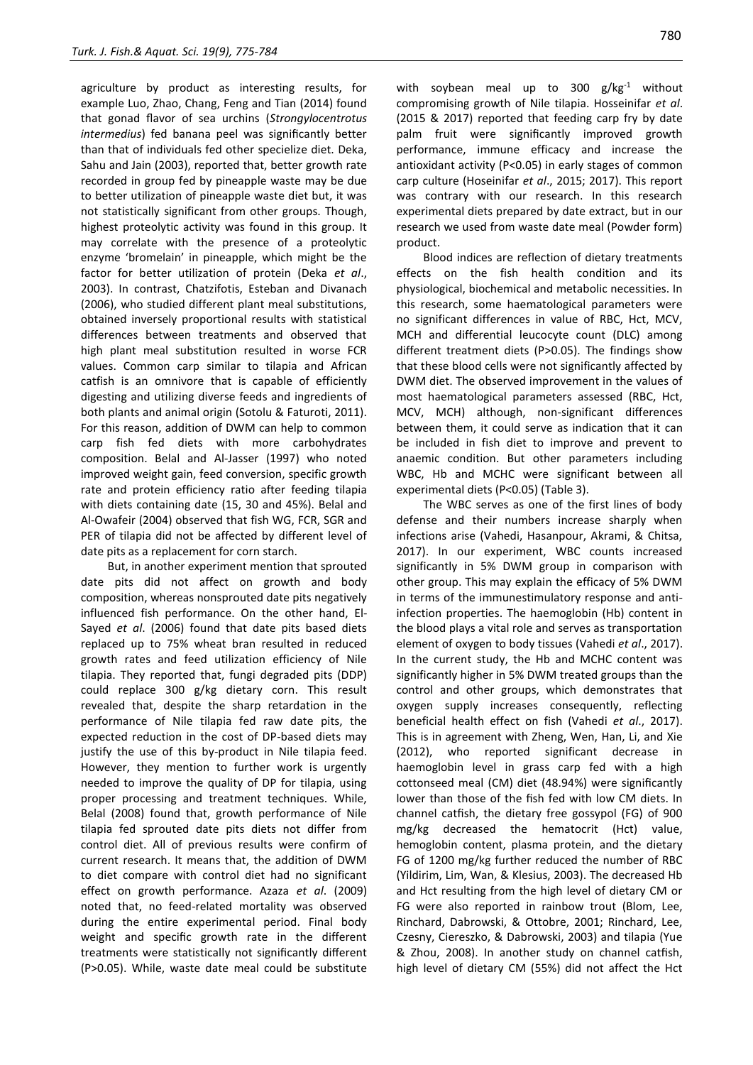agriculture by product as interesting results, for example Luo, Zhao, Chang, Feng and Tian (2014) found that gonad flavor of sea urchins (*Strongylocentrotus intermedius*) fed banana peel was significantly better than that of individuals fed other specielize diet. Deka, Sahu and Jain (2003), reported that, better growth rate recorded in group fed by pineapple waste may be due to better utilization of pineapple waste diet but, it was not statistically significant from other groups. Though, highest proteolytic activity was found in this group. It may correlate with the presence of a proteolytic enzyme 'bromelain' in pineapple, which might be the factor for better utilization of protein (Deka *et al*., 2003). In contrast, Chatzifotis, Esteban and Divanach (2006), who studied different plant meal substitutions, obtained inversely proportional results with statistical differences between treatments and observed that high plant meal substitution resulted in worse FCR values. Common carp similar to tilapia and African catfish is an omnivore that is capable of efficiently digesting and utilizing diverse feeds and ingredients of both plants and animal origin (Sotolu & Faturoti, 2011). For this reason, addition of DWM can help to common carp fish fed diets with more carbohydrates composition. Belal and Al-Jasser (1997) who noted improved weight gain, feed conversion, specific growth rate and protein efficiency ratio after feeding tilapia with diets containing date (15, 30 and 45%). Belal and Al-Owafeir (2004) observed that fish WG, FCR, SGR and PER of tilapia did not be affected by different level of date pits as a replacement for corn starch.

But, in another experiment mention that sprouted date pits did not affect on growth and body composition, whereas nonsprouted date pits negatively influenced fish performance. On the other hand, El-Sayed *et al*. (2006) found that date pits based diets replaced up to 75% wheat bran resulted in reduced growth rates and feed utilization efficiency of Nile tilapia. They reported that, fungi degraded pits (DDP) could replace 300 g/kg dietary corn. This result revealed that, despite the sharp retardation in the performance of Nile tilapia fed raw date pits, the expected reduction in the cost of DP-based diets may justify the use of this by-product in Nile tilapia feed. However, they mention to further work is urgently needed to improve the quality of DP for tilapia, using proper processing and treatment techniques. While, Belal (2008) found that, growth performance of Nile tilapia fed sprouted date pits diets not differ from control diet. All of previous results were confirm of current research. It means that, the addition of DWM to diet compare with control diet had no significant effect on growth performance. Azaza *et al*. (2009) noted that, no feed-related mortality was observed during the entire experimental period. Final body weight and specific growth rate in the different treatments were statistically not significantly different (P>0.05). While, waste date meal could be substitute with soybean meal up to 300 $g/kg^{-1}$ without compromising growth of Nile tilapia. Hosseinifar *et al*. (2015 & 2017) reported that feeding carp fry by date palm fruit were significantly improved growth performance, immune efficacy and increase the antioxidant activity (P<0.05) in early stages of common carp culture (Hoseinifar *et al*., 2015; 2017). This report was contrary with our research. In this research experimental diets prepared by date extract, but in our research we used from waste date meal (Powder form) product.

Blood indices are reflection of dietary treatments effects on the fish health condition and its physiological, biochemical and metabolic necessities. In this research, some haematological parameters were no significant differences in value of RBC, Hct, MCV, MCH and differential leucocyte count (DLC) among different treatment diets (P>0.05). The findings show that these blood cells were not significantly affected by DWM diet. The observed improvement in the values of most haematological parameters assessed (RBC, Hct, MCV, MCH) although, non-significant differences between them, it could serve as indication that it can be included in fish diet to improve and prevent to anaemic condition. But other parameters including WBC, Hb and MCHC were significant between all experimental diets (P<0.05) (Table 3).

The WBC serves as one of the first lines of body defense and their numbers increase sharply when infections arise (Vahedi, Hasanpour, Akrami, & Chitsa, 2017). In our experiment, WBC counts increased significantly in 5% DWM group in comparison with other group. This may explain the efficacy of 5% DWM in terms of the immunestimulatory response and anti-infection properties. The haemoglobin (Hb) content in the blood plays a vital role and serves as transportation element of oxygen to body tissues (Vahedi *et al*., 2017). In the current study, the Hb and MCHC content was significantly higher in 5% DWM treated groups than the control and other groups, which demonstrates that oxygen supply increases consequently, reflecting beneficial health effect on fish (Vahedi *et al*., 2017). This is in agreement with Zheng, Wen, Han, Li, and Xie (2012), who reported significant decrease in haemoglobin level in grass carp fed with a high cottonseed meal (CM) diet (48.94%) were significantly lower than those of the fish fed with low CM diets. In channel catfish, the dietary free gossypol (FG) of 900 mg/kg decreased the hematocrit (Hct) value, hemoglobin content, plasma protein, and the dietary FG of 1200 mg/kg further reduced the number of RBC (Yildirim, Lim, Wan, & Klesius, 2003). The decreased Hb and Hct resulting from the high level of dietary CM or FG were also reported in rainbow trout (Blom, Lee, Rinchard, Dabrowski, & Ottobre, 2001; Rinchard, Lee, Czesny, Ciereszko, & Dabrowski, 2003) and tilapia (Yue & Zhou, 2008). In another study on channel catfish, high level of dietary CM (55%) did not affect the Hct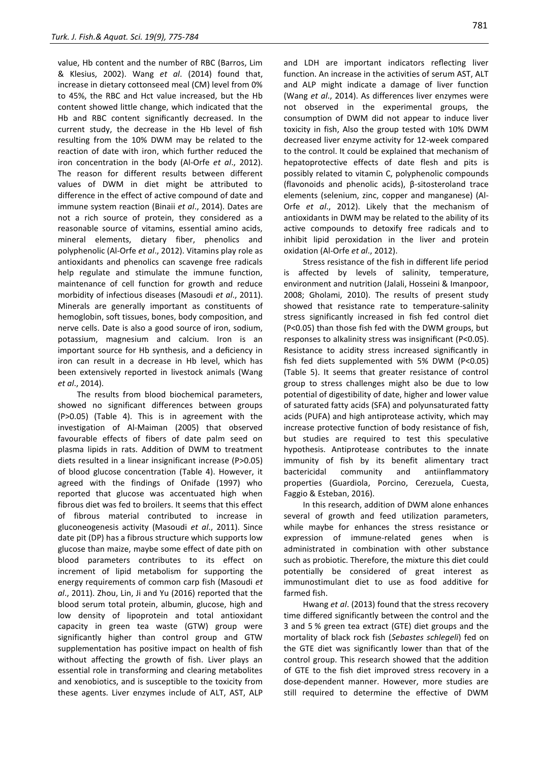value, Hb content and the number of RBC (Barros, Lim & Klesius, 2002). Wang *et al*. (2014) found that, increase in dietary cottonseed meal (CM) level from 0% to 45%, the RBC and Hct value increased, but the Hb content showed little change, which indicated that the Hb and RBC content significantly decreased. In the current study, the decrease in the Hb level of fish resulting from the 10% DWM may be related to the reaction of date with iron, which further reduced the iron concentration in the body (Al-Orfe *et al*., 2012). The reason for different results between different values of DWM in diet might be attributed to difference in the effect of active compound of date and immune system reaction (Binaii *et al*., 2014). Dates are not a rich source of protein, they considered as a reasonable source of vitamins, essential amino acids, mineral elements, dietary fiber, phenolics and polyphenolic (Al-Orfe *et al*., 2012). Vitamins play role as antioxidants and phenolics can scavenge free radicals help regulate and stimulate the immune function, maintenance of cell function for growth and reduce morbidity of infectious diseases (Masoudi *et al*., 2011). Minerals are generally important as constituents of hemoglobin, soft tissues, bones, body composition, and nerve cells. Date is also a good source of iron, sodium, potassium, magnesium and calcium. Iron is an important source for Hb synthesis, and a deficiency in iron can result in a decrease in Hb level, which has been extensively reported in livestock animals (Wang *et al*., 2014).

The results from blood biochemical parameters, showed no significant differences between groups (P>0.05) (Table 4). This is in agreement with the investigation of Al-Maiman (2005) that observed favourable effects of fibers of date palm seed on plasma lipids in rats. Addition of DWM to treatment diets resulted in a linear insignificant increase (P>0.05) of blood glucose concentration (Table 4). However, it agreed with the findings of Onifade (1997) who reported that glucose was accentuated high when fibrous diet was fed to broilers. It seems that this effect of fibrous material contributed to increase in gluconeogenesis activity (Masoudi *et al*., 2011). Since date pit (DP) has a fibrous structure which supports low glucose than maize, maybe some effect of date pith on blood parameters contributes to its effect on increment of lipid metabolism for supporting the energy requirements of common carp fish (Masoudi *et al*., 2011). Zhou, Lin, Ji and Yu (2016) reported that the blood serum total protein, albumin, glucose, high and low density of lipoprotein and total antioxidant capacity in green tea waste (GTW) group were significantly higher than control group and GTW supplementation has positive impact on health of fish without affecting the growth of fish. Liver plays an essential role in transforming and clearing metabolites and xenobiotics, and is susceptible to the toxicity from these agents. Liver enzymes include of ALT, AST, ALP and LDH are important indicators reflecting liver function. An increase in the activities of serum AST, ALT and ALP might indicate a damage of liver function (Wang *et al*., 2014). As differences liver enzymes were not observed in the experimental groups, the consumption of DWM did not appear to induce liver toxicity in fish, Also the group tested with 10% DWM decreased liver enzyme activity for 12-week compared to the control. It could be explained that mechanism of hepatoprotective effects of date flesh and pits is possibly related to vitamin C, polyphenolic compounds (flavonoids and phenolic acids), β-sitosteroland trace elements (selenium, zinc, copper and manganese) (Al-Orfe *et al*., 2012). Likely that the mechanism of antioxidants in DWM may be related to the ability of its active compounds to detoxify free radicals and to inhibit lipid peroxidation in the liver and protein oxidation (Al-Orfe *et al*., 2012).

Stress resistance of the fish in different life period is affected by levels of salinity, temperature, environment and nutrition (Jalali, Hosseini & Imanpoor, 2008; Gholami, 2010). The results of present study showed that resistance rate to temperature-salinity stress significantly increased in fish fed control diet (P<0.05) than those fish fed with the DWM groups, but responses to alkalinity stress was insignificant (P<0.05). Resistance to acidity stress increased significantly in fish fed diets supplemented with 5% DWM (P<0.05) (Table 5). It seems that greater resistance of control group to stress challenges might also be due to low potential of digestibility of date, higher and lower value of saturated fatty acids (SFA) and polyunsaturated fatty acids (PUFA) and high antiprotease activity, which may increase protective function of body resistance of fish, but studies are required to test this speculative hypothesis. Antiprotease contributes to the innate immunity of fish by its benefit alimentary tract bactericidal community and antiinflammatory properties (Guardiola, Porcino, Cerezuela, Cuesta, Faggio & Esteban, 2016).

In this research, addition of DWM alone enhances several of growth and feed utilization parameters, while maybe for enhances the stress resistance or expression of immune-related genes when is administrated in combination with other substance such as probiotic. Therefore, the mixture this diet could potentially be considered of great interest as immunostimulant diet to use as food additive for farmed fish.

Hwang *et al*. (2013) found that the stress recovery time differed significantly between the control and the 3 and 5 % green tea extract (GTE) diet groups and the mortality of black rock fish (*Sebastes schlegeli*) fed on the GTE diet was significantly lower than that of the control group. This research showed that the addition of GTE to the fish diet improved stress recovery in a dose-dependent manner. However, more studies are still required to determine the effective of DWM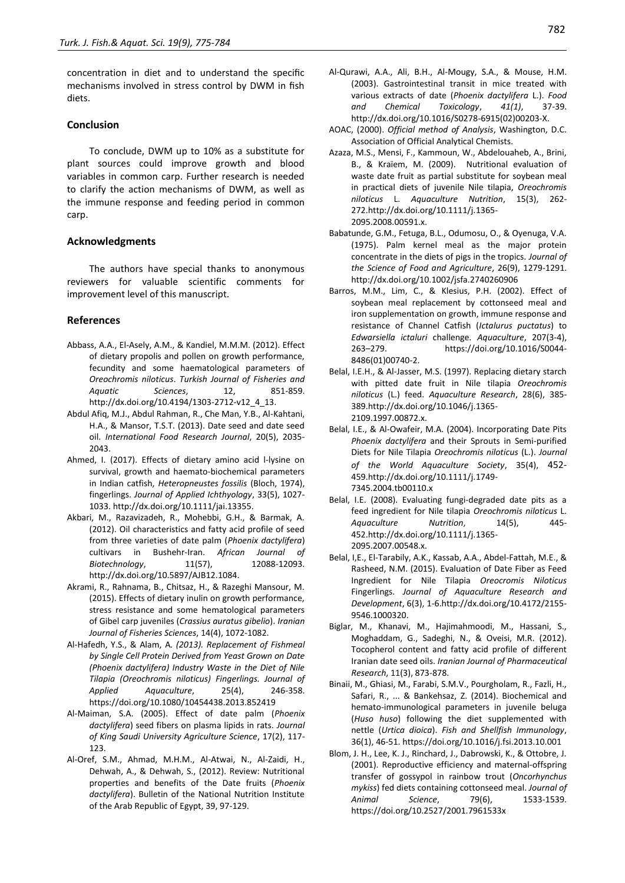concentration in diet and to understand the specific mechanisms involved in stress control by DWM in fish diets.

## Conclusion

To conclude, DWM up to 10% as a substitute for plant sources could improve growth and blood variables in common carp. Further research is needed to clarify the action mechanisms of DWM, as well as the immune response and feeding period in common carp.

## Acknowledgments

The authors have special thanks to anonymous reviewers for valuable scientific comments for improvement level of this manuscript.

## References

Abbass, A.A., El-Asely, A.M., & Kandiel, M.M.M. (2012). Effect of dietary propolis and pollen on growth performance, fecundity and some haematological parameters of *Oreochromis niloticus*. *Turkish Journal of Fisheries and Aquatic Sciences*, 12, 851-859. http://dx.doi.org/10.4194/1303-2712-v12_4_13.

Abdul Afiq, M.J., Abdul Rahman, R., Che Man, Y.B., Al-Kahtani, H.A., & Mansor, T.S.T. (2013). Date seed and date seed oil. *International Food Research Journal*, 20(5), 2035-2043.

Ahmed, I. (2017). Effects of dietary amino acid l-lysine on survival, growth and haemato-biochemical parameters in Indian catfish, *Heteropneustes fossilis* (Bloch, 1974), fingerlings. *Journal of Applied Ichthyology*, 33(5), 1027-1033. http://dx.doi.org/10.1111/jai.13355.

Akbari, M., Razavizadeh, R., Mohebbi, G.H., & Barmak, A. (2012). Oil characteristics and fatty acid profile of seed from three varieties of date palm (*Phoenix dactylifera*) cultivars in Bushehr-Iran. *African Journal of Biotechnology*, 11(57), 12088-12093. http://dx.doi.org/10.5897/AJB12.1084.

Akrami, R., Rahnama, B., Chitsaz, H., & Razeghi Mansour, M. (2015). Effects of dietary inulin on growth performance, stress resistance and some hematological parameters of Gibel carp juveniles (*Crassius auratus gibelio*). *Iranian Journal of Fisheries Sciences*, 14(4), 1072-1082.

Al-Hafedh, Y.S., & Alam, A. *(2013). Replacement of Fishmeal by Single Cell Protein Derived from Yeast Grown on Date (Phoenix dactylifera) Industry Waste in the Diet of Nile Tilapia (Oreochromis niloticus) Fingerlings. Journal of Applied Aquaculture*, 25(4), 246-358. https://doi.org/10.1080/10454438.2013.852419

Al-Maiman, S.A. (2005). Effect of date palm (*Phoenix dactylifera*) seed fibers on plasma lipids in rats. *Journal of King Saudi University Agriculture Science*, 17(2), 117-123.

Al-Oref, S.M., Ahmad, M.H.M., Al-Atwai, N., Al-Zaidi, H., Dehwah, A., & Dehwah, S., (2012). Review: Nutritional properties and benefits of the Date fruits (*Phoenix dactylifera*). Bulletin of the National Nutrition Institute of the Arab Republic of Egypt, 39, 97-129.

Al-Qurawi, A.A., Ali, B.H., Al-Mougy, S.A., & Mouse, H.M. (2003). Gastrointestinal transit in mice treated with various extracts of date (*Phoenix dactylifera* L.). *Food and Chemical Toxicology*, *41(1)*, 37-39. http://dx.doi.org/10.1016/S0278-6915(02)00203-X.

AOAC, (2000). *Official method of Analysis*, Washington, D.C. Association of Official Analytical Chemists.

Azaza, M.S., Mensi, F., Kammoun, W., Abdelouaheb, A., Brini, B., & Kraïem, M. (2009). Nutritional evaluation of waste date fruit as partial substitute for soybean meal in practical diets of juvenile Nile tilapia, *Oreochromis niloticus* L. *Aquaculture Nutrition*, 15(3), 262-272.http://dx.doi.org/10.1111/j.1365-2095.2008.00591.x.

Babatunde, G.M., Fetuga, B.L., Odumosu, O., & Oyenuga, V.A. (1975). Palm kernel meal as the major protein concentrate in the diets of pigs in the tropics. *Journal of the Science of Food and Agriculture*, 26(9), 1279-1291. http://dx.doi.org/10.1002/jsfa.2740260906

Barros, M.M., Lim, C., & Klesius, P.H. (2002). Effect of soybean meal replacement by cottonseed meal and iron supplementation on growth, immune response and resistance of Channel Catfish (*Ictalurus puctatus*) to *Edwarsiella ictaluri* challenge. *Aquaculture*, 207(3-4), 263–279. https://doi.org/10.1016/S0044-8486(01)00740-2.

Belal, I.E.H., & Al-Jasser, M.S. (1997). Replacing dietary starch with pitted date fruit in Nile tilapia *Oreochromis niloticus* (L.) feed. *Aquaculture Research*, 28(6), 385-389.http://dx.doi.org/10.1046/j.1365-2109.1997.00872.x.

Belal, I.E., & Al-Owafeir, M.A. (2004). Incorporating Date Pits *Phoenix dactylifera* and their Sprouts in Semi-purified Diets for Nile Tilapia *Oreochromis niloticus* (L.). *Journal of the World Aquaculture Society*, 35(4), 452-459.http://dx.doi.org/10.1111/j.1749-7345.2004.tb00110.x

Belal, I.E. (2008). Evaluating fungi-degraded date pits as a feed ingredient for Nile tilapia *Oreochromis niloticus* L. *Aquaculture Nutrition*, 14(5), 445-452.http://dx.doi.org/10.1111/j.1365-2095.2007.00548.x.

Belal, I,E., El-Tarabily, A.K., Kassab, A.A., Abdel-Fattah, M.E., & Rasheed, N.M. (2015). Evaluation of Date Fiber as Feed Ingredient for Nile Tilapia *Oreocromis Niloticus* Fingerlings. *Journal of Aquaculture Research and Development*, 6(3), 1-6.http://dx.doi.org/10.4172/2155-9546.1000320.

Biglar, M., Khanavi, M., Hajimahmoodi, M., Hassani, S., Moghaddam, G., Sadeghi, N., & Oveisi, M.R. (2012). Tocopherol content and fatty acid profile of different Iranian date seed oils. *Iranian Journal of Pharmaceutical Research*, 11(3), 873-878.

Binaii, M., Ghiasi, M., Farabi, S.M.V., Pourgholam, R., Fazli, H., Safari, R., ... & Bankehsaz, Z. (2014). Biochemical and hemato-immunological parameters in juvenile beluga (*Huso huso*) following the diet supplemented with nettle (*Urtica dioica*). *Fish and Shellfish Immunology*, 36(1), 46-51. https://doi.org/10.1016/j.fsi.2013.10.001

Blom, J. H., Lee, K. J., Rinchard, J., Dabrowski, K., & Ottobre, J. (2001). Reproductive efficiency and maternal-offspring transfer of gossypol in rainbow trout (*Oncorhynchus mykiss*) fed diets containing cottonseed meal. *Journal of Animal Science*, 79(6), 1533-1539. https://doi.org/10.2527/2001.7961533x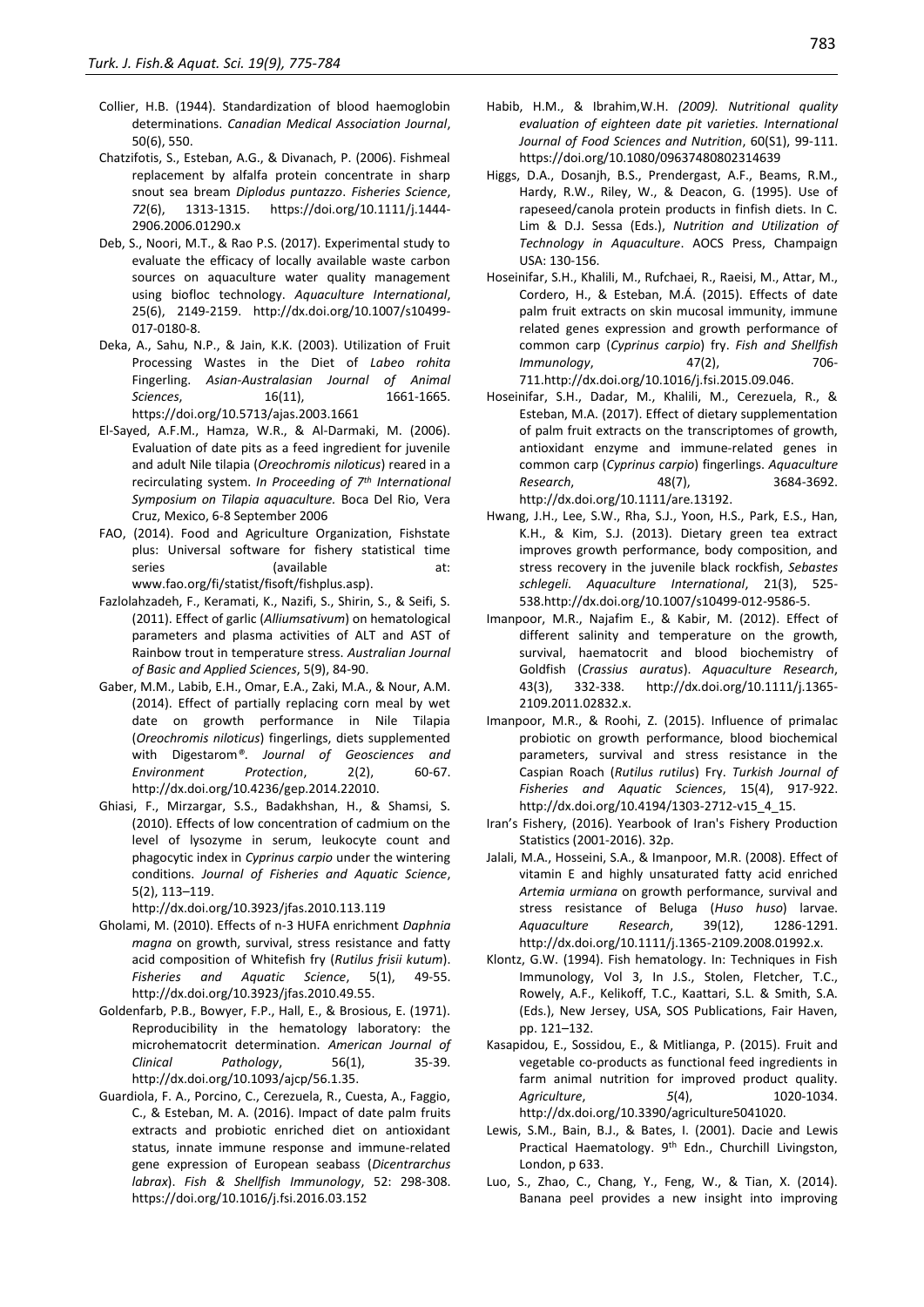Collier, H.B. (1944). Standardization of blood haemoglobin determinations. *Canadian Medical Association Journal*, 50(6), 550.

Chatzifotis, S., Esteban, A.G., & Divanach, P. (2006). Fishmeal replacement by alfalfa protein concentrate in sharp snout sea bream *Diplodus puntazzo*. *Fisheries Science*, *72*(6), 1313-1315. https://doi.org/10.1111/j.1444-2906.2006.01290.x

Deb, S., Noori, M.T., & Rao P.S. (2017). Experimental study to evaluate the efficacy of locally available waste carbon sources on aquaculture water quality management using biofloc technology. *Aquaculture International*, 25(6), 2149-2159. http://dx.doi.org/10.1007/s10499-017-0180-8.

Deka, A., Sahu, N.P., & Jain, K.K. (2003). Utilization of Fruit Processing Wastes in the Diet of *Labeo rohita* Fingerling. *Asian-Australasian Journal of Animal Sciences*, 16(11), 1661-1665. https://doi.org/10.5713/ajas.2003.1661

El-Sayed, A.F.M., Hamza, W.R., & Al-Darmaki, M. (2006). Evaluation of date pits as a feed ingredient for juvenile and adult Nile tilapia (*Oreochromis niloticus*) reared in a recirculating system. *In Proceeding of 7th International Symposium on Tilapia aquaculture.* Boca Del Rio, Vera Cruz, Mexico, 6-8 September 2006

FAO, (2014). Food and Agriculture Organization, Fishstate plus: Universal software for fishery statistical time series (available at: www.fao.org/fi/statist/fisoft/fishplus.asp).

Fazlolahzadeh, F., Keramati, K., Nazifi, S., Shirin, S., & Seifi, S. (2011). Effect of garlic (*Alliumsativum*) on hematological parameters and plasma activities of ALT and AST of Rainbow trout in temperature stress. *Australian Journal of Basic and Applied Sciences*, 5(9), 84-90.

Gaber, M.M., Labib, E.H., Omar, E.A., Zaki, M.A., & Nour, A.M. (2014). Effect of partially replacing corn meal by wet date on growth performance in Nile Tilapia (*Oreochromis niloticus*) fingerlings, diets supplemented with Digestarom®. *Journal of Geosciences and Environment Protection*, 2(2), 60-67. http://dx.doi.org/10.4236/gep.2014.22010.

Ghiasi, F., Mirzargar, S.S., Badakhshan, H., & Shamsi, S. (2010). Effects of low concentration of cadmium on the level of lysozyme in serum, leukocyte count and phagocytic index in *Cyprinus carpio* under the wintering conditions. *Journal of Fisheries and Aquatic Science*, 5(2), 113–119. http://dx.doi.org/10.3923/jfas.2010.113.119

Gholami, M. (2010). Effects of n-3 HUFA enrichment *Daphnia magna* on growth, survival, stress resistance and fatty acid composition of Whitefish fry (*Rutilus frisii kutum*). *Fisheries and Aquatic Science*, 5(1), 49-55. http://dx.doi.org/10.3923/jfas.2010.49.55.

Goldenfarb, P.B., Bowyer, F.P., Hall, E., & Brosious, E. (1971). Reproducibility in the hematology laboratory: the microhematocrit determination. *American Journal of Clinical Pathology*, 56(1), 35-39. http://dx.doi.org/10.1093/ajcp/56.1.35.

Guardiola, F. A., Porcino, C., Cerezuela, R., Cuesta, A., Faggio, C., & Esteban, M. A. (2016). Impact of date palm fruits extracts and probiotic enriched diet on antioxidant status, innate immune response and immune-related gene expression of European seabass (*Dicentrarchus labrax*). *Fish & Shellfish Immunology*, 52: 298-308. https://doi.org/10.1016/j.fsi.2016.03.152

Habib, H.M., & Ibrahim,W.H. *(2009). Nutritional quality evaluation of eighteen date pit varieties. International Journal of Food Sciences and Nutrition*, 60(S1), 99-111. https://doi.org/10.1080/09637480802314639

Higgs, D.A., Dosanjh, B.S., Prendergast, A.F., Beams, R.M., Hardy, R.W., Riley, W., & Deacon, G. (1995). Use of rapeseed/canola protein products in finfish diets. In C. Lim & D.J. Sessa (Eds.), *Nutrition and Utilization of Technology in Aquaculture*. AOCS Press, Champaign USA: 130-156.

Hoseinifar, S.H., Khalili, M., Rufchaei, R., Raeisi, M., Attar, M., Cordero, H., & Esteban, M.Á. (2015). Effects of date palm fruit extracts on skin mucosal immunity, immune related genes expression and growth performance of common carp (*Cyprinus carpio*) fry. *Fish and Shellfish Immunology*, 47(2), 706-711.http://dx.doi.org/10.1016/j.fsi.2015.09.046.

Hoseinifar, S.H., Dadar, M., Khalili, M., Cerezuela, R., & Esteban, M.A. (2017). Effect of dietary supplementation of palm fruit extracts on the transcriptomes of growth, antioxidant enzyme and immune-related genes in common carp (*Cyprinus carpio*) fingerlings. *Aquaculture Research*, 48(7), 3684-3692. http://dx.doi.org/10.1111/are.13192.

Hwang, J.H., Lee, S.W., Rha, S.J., Yoon, H.S., Park, E.S., Han, K.H., & Kim, S.J. (2013). Dietary green tea extract improves growth performance, body composition, and stress recovery in the juvenile black rockfish, *Sebastes schlegeli*. *Aquaculture International*, 21(3), 525-538.http://dx.doi.org/10.1007/s10499-012-9586-5.

Imanpoor, M.R., Najafim E., & Kabir, M. (2012). Effect of different salinity and temperature on the growth, survival, haematocrit and blood biochemistry of Goldfish (*Crassius auratus*). *Aquaculture Research*, 43(3), 332-338. http://dx.doi.org/10.1111/j.1365-2109.2011.02832.x.

Imanpoor, M.R., & Roohi, Z. (2015). Influence of primalac probiotic on growth performance, blood biochemical parameters, survival and stress resistance in the Caspian Roach (*Rutilus rutilus*) Fry. *Turkish Journal of Fisheries and Aquatic Sciences*, 15(4), 917-922. http://dx.doi.org/10.4194/1303-2712-v15_4_15.

Iran's Fishery, (2016). Yearbook of Iran's Fishery Production Statistics (2001-2016). 32p.

Jalali, M.A., Hosseini, S.A., & Imanpoor, M.R. (2008). Effect of vitamin E and highly unsaturated fatty acid enriched *Artemia urmiana* on growth performance, survival and stress resistance of Beluga (*Huso huso*) larvae. *Aquaculture Research*, 39(12), 1286-1291. http://dx.doi.org/10.1111/j.1365-2109.2008.01992.x.

Klontz, G.W. (1994). Fish hematology. In: Techniques in Fish Immunology, Vol 3, In J.S., Stolen, Fletcher, T.C., Rowely, A.F., Kelikoff, T.C., Kaattari, S.L. & Smith, S.A. (Eds.), New Jersey, USA, SOS Publications, Fair Haven, pp. 121–132.

Kasapidou, E., Sossidou, E., & Mitlianga, P. (2015). Fruit and vegetable co-products as functional feed ingredients in farm animal nutrition for improved product quality. *Agriculture*, *5*(4), 1020-1034. http://dx.doi.org/10.3390/agriculture5041020.

Lewis, S.M., Bain, B.J., & Bates, I. (2001). Dacie and Lewis Practical Haematology. 9th Edn., Churchill Livingston, London, p 633.

Luo, S., Zhao, C., Chang, Y., Feng, W., & Tian, X. (2014). Banana peel provides a new insight into improving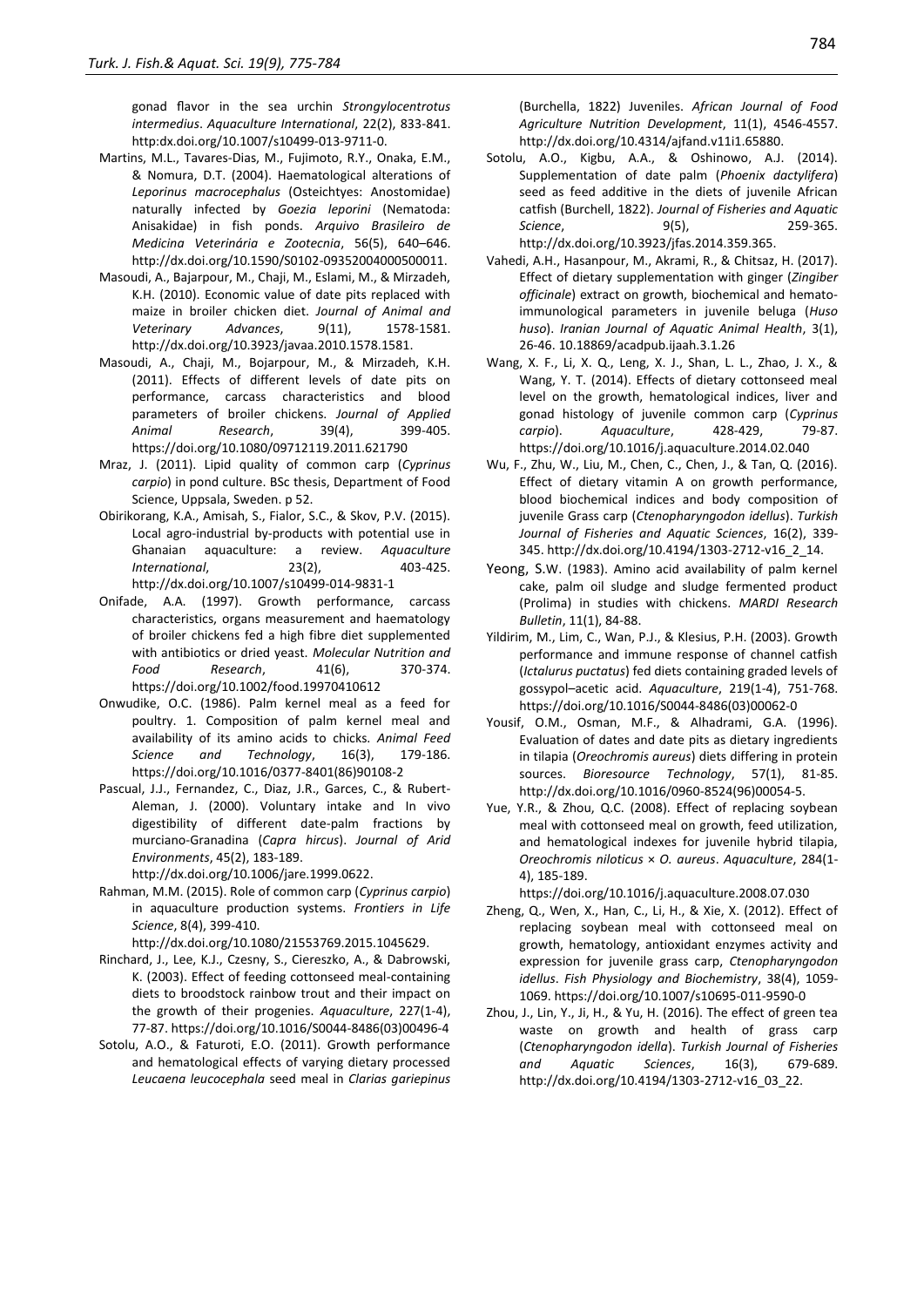gonad flavor in the sea urchin *Strongylocentrotus intermedius*. *Aquaculture International*, 22(2), 833-841. http:dx.doi.org/10.1007/s10499-013-9711-0.

Martins, M.L., Tavares-Dias, M., Fujimoto, R.Y., Onaka, E.M., & Nomura, D.T. (2004). Haematological alterations of *Leporinus macrocephalus* (Osteichtyes: Anostomidae) naturally infected by *Goezia leporini* (Nematoda: Anisakidae) in fish ponds. *Arquivo Brasileiro de Medicina Veterinária e Zootecnia*, 56(5), 640–646. http://dx.doi.org/10.1590/S0102-09352004000500011.

Masoudi, A., Bajarpour, M., Chaji, M., Eslami, M., & Mirzadeh, K.H. (2010). Economic value of date pits replaced with maize in broiler chicken diet. *Journal of Animal and Veterinary Advances*, 9(11), 1578-1581. http://dx.doi.org/10.3923/javaa.2010.1578.1581.

Masoudi, A., Chaji, M., Bojarpour, M., & Mirzadeh, K.H. (2011). Effects of different levels of date pits on performance, carcass characteristics and blood parameters of broiler chickens. *Journal of Applied Animal Research*, 39(4), 399-405. https://doi.org/10.1080/09712119.2011.621790

Mraz, J. (2011). Lipid quality of common carp (*Cyprinus carpio*) in pond culture. BSc thesis, Department of Food Science, Uppsala, Sweden. p 52.

Obirikorang, K.A., Amisah, S., Fialor, S.C., & Skov, P.V. (2015). Local agro-industrial by-products with potential use in Ghanaian aquaculture: a review. *Aquaculture International*, 23(2), 403-425. http://dx.doi.org/10.1007/s10499-014-9831-1

Onifade, A.A. (1997). Growth performance, carcass characteristics, organs measurement and haematology of broiler chickens fed a high fibre diet supplemented with antibiotics or dried yeast. *Molecular Nutrition and Food Research*, 41(6), 370-374. https://doi.org/10.1002/food.19970410612

Onwudike, O.C. (1986). Palm kernel meal as a feed for poultry. 1. Composition of palm kernel meal and availability of its amino acids to chicks. *Animal Feed Science and Technology*, 16(3), 179-186. https://doi.org/10.1016/0377-8401(86)90108-2

Pascual, J.J., Fernandez, C., Diaz, J.R., Garces, C., & Rubert-Aleman, J. (2000). Voluntary intake and In vivo digestibility of different date-palm fractions by murciano-Granadina (*Capra hircus*). *Journal of Arid Environments*, 45(2), 183-189. http://dx.doi.org/10.1006/jare.1999.0622.

Rahman, M.M. (2015). Role of common carp (*Cyprinus carpio*) in aquaculture production systems. *Frontiers in Life Science*, 8(4), 399-410. http://dx.doi.org/10.1080/21553769.2015.1045629.

Rinchard, J., Lee, K.J., Czesny, S., Ciereszko, A., & Dabrowski, K. (2003). Effect of feeding cottonseed meal-containing diets to broodstock rainbow trout and their impact on the growth of their progenies. *Aquaculture*, 227(1-4), 77-87. https://doi.org/10.1016/S0044-8486(03)00496-4

Sotolu, A.O., & Faturoti, E.O. (2011). Growth performance and hematological effects of varying dietary processed *Leucaena leucocephala* seed meal in *Clarias gariepinus* (Burchella, 1822) Juveniles. *African Journal of Food Agriculture Nutrition Development*, 11(1), 4546-4557. http://dx.doi.org/10.4314/ajfand.v11i1.65880.

Sotolu, A.O., Kigbu, A.A., & Oshinowo, A.J. (2014). Supplementation of date palm (*Phoenix dactylifera*) seed as feed additive in the diets of juvenile African catfish (Burchell, 1822). *Journal of Fisheries and Aquatic Science*, 9(5), 259-365. http://dx.doi.org/10.3923/jfas.2014.359.365.

Vahedi, A.H., Hasanpour, M., Akrami, R., & Chitsaz, H. (2017). Effect of dietary supplementation with ginger (*Zingiber officinale*) extract on growth, biochemical and hemato-immunological parameters in juvenile beluga (*Huso huso*). *Iranian Journal of Aquatic Animal Health*, 3(1), 26-46. 10.18869/acadpub.ijaah.3.1.26

Wang, X. F., Li, X. Q., Leng, X. J., Shan, L. L., Zhao, J. X., & Wang, Y. T. (2014). Effects of dietary cottonseed meal level on the growth, hematological indices, liver and gonad histology of juvenile common carp (*Cyprinus carpio*). *Aquaculture*, 428-429, 79-87. https://doi.org/10.1016/j.aquaculture.2014.02.040

Wu, F., Zhu, W., Liu, M., Chen, C., Chen, J., & Tan, Q. (2016). Effect of dietary vitamin A on growth performance, blood biochemical indices and body composition of juvenile Grass carp (*Ctenopharyngodon idellus*). *Turkish Journal of Fisheries and Aquatic Sciences*, 16(2), 339-345. http://dx.doi.org/10.4194/1303-2712-v16_2_14.

Yeong, S.W. (1983). Amino acid availability of palm kernel cake, palm oil sludge and sludge fermented product (Prolima) in studies with chickens. *MARDI Research Bulletin*, 11(1), 84-88.

Yildirim, M., Lim, C., Wan, P.J., & Klesius, P.H. (2003). Growth performance and immune response of channel catfish (*Ictalurus puctatus*) fed diets containing graded levels of gossypol–acetic acid. *Aquaculture*, 219(1-4), 751-768. https://doi.org/10.1016/S0044-8486(03)00062-0

Yousif, O.M., Osman, M.F., & Alhadrami, G.A. (1996). Evaluation of dates and date pits as dietary ingredients in tilapia (*Oreochromis aureus*) diets differing in protein sources. *Bioresource Technology*, 57(1), 81-85. http://dx.doi.org/10.1016/0960-8524(96)00054-5.

Yue, Y.R., & Zhou, Q.C. (2008). Effect of replacing soybean meal with cottonseed meal on growth, feed utilization, and hematological indexes for juvenile hybrid tilapia, *Oreochromis niloticus* × *O. aureus*. *Aquaculture*, 284(1-4), 185-189. https://doi.org/10.1016/j.aquaculture.2008.07.030

Zheng, Q., Wen, X., Han, C., Li, H., & Xie, X. (2012). Effect of replacing soybean meal with cottonseed meal on growth, hematology, antioxidant enzymes activity and expression for juvenile grass carp, *Ctenopharyngodon idellus*. *Fish Physiology and Biochemistry*, 38(4), 1059-1069. https://doi.org/10.1007/s10695-011-9590-0

Zhou, J., Lin, Y., Ji, H., & Yu, H. (2016). The effect of green tea waste on growth and health of grass carp (*Ctenopharyngodon idella*). *Turkish Journal of Fisheries and Aquatic Sciences*, 16(3), 679-689. http://dx.doi.org/10.4194/1303-2712-v16_03_22.